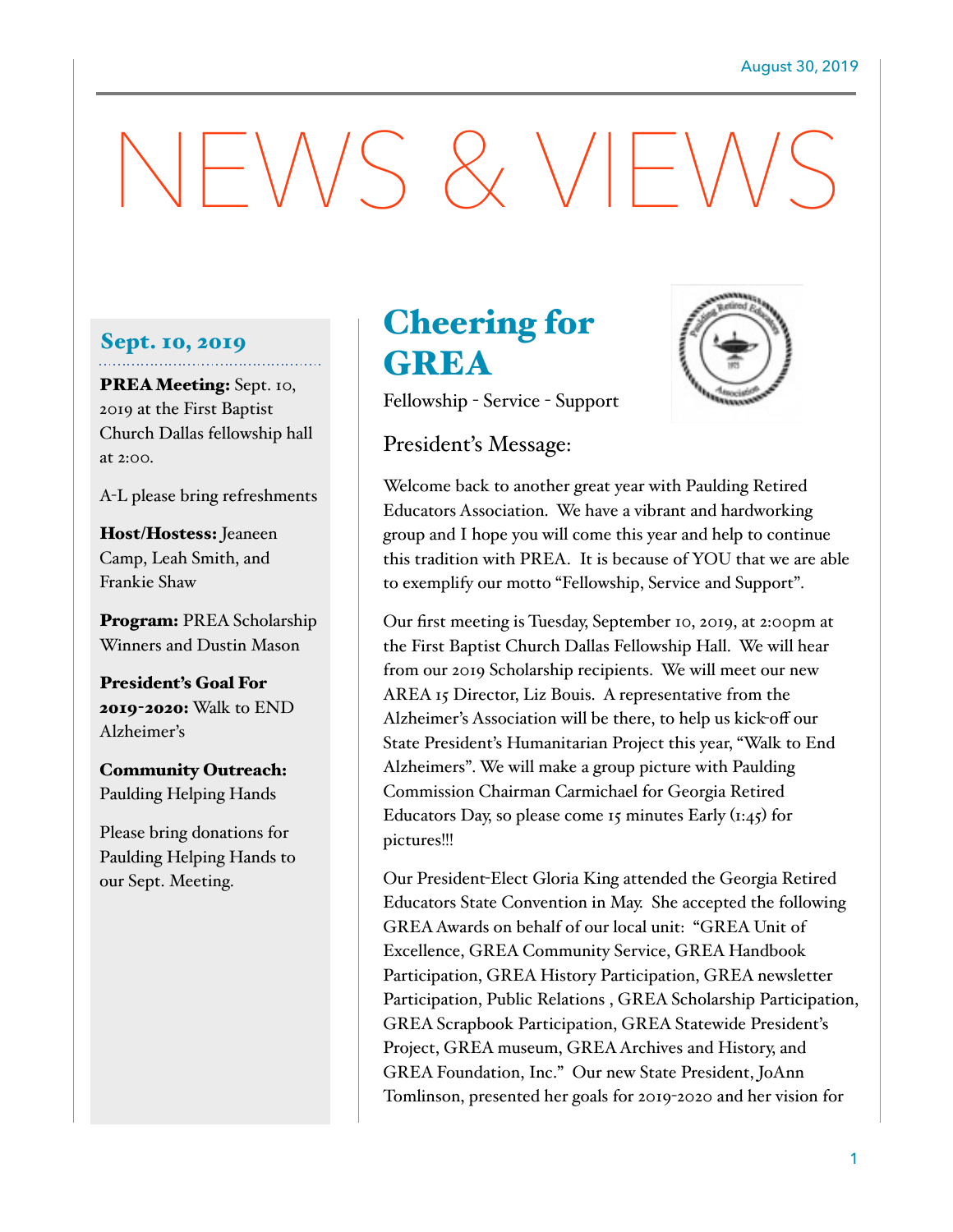August 30, 2019

# NEWS & VIEWS

## Sept. 10, 2019

**PREA Meeting:** Sept. 10, 2019 at the First Baptist Church Dallas fellowship hall at 2:00.

A-L please bring refreshments

**Host/Hostess:** Jeaneen Camp, Leah Smith, and Frankie Shaw

**Program:** PREA Scholarship Winners and Dustin Mason

**President's Goal For 2019-2020:** Walk to END Alzheimer's

**Community Outreach:** Paulding Helping Hands

Please bring donations for Paulding Helping Hands to our Sept. Meeting.

## Cheering for GREA

Fellowship - Service - Support

### President's Message:

Welcome back to another great year with Paulding Retired Educators Association. We have a vibrant and hardworking group and I hope you will come this year and help to continue this tradition with PREA. It is because of YOU that we are able to exemplify our motto "Fellowship, Service and Support".

Our first meeting is Tuesday, September 10, 2019, at 2:00pm at the First Baptist Church Dallas Fellowship Hall. We will hear from our 2019 Scholarship recipients. We will meet our new AREA 15 Director, Liz Bouis. A representative from the Alzheimer's Association will be there, to help us kick-off our State President's Humanitarian Project this year, "Walk to End Alzheimers". We will make a group picture with Paulding Commission Chairman Carmichael for Georgia Retired Educators Day, so please come 15 minutes Early (1:45) for pictures!!!

Our President-Elect Gloria King attended the Georgia Retired Educators State Convention in May. She accepted the following GREA Awards on behalf of our local unit: "GREA Unit of Excellence, GREA Community Service, GREA Handbook Participation, GREA History Participation, GREA newsletter Participation, Public Relations , GREA Scholarship Participation, GREA Scrapbook Participation, GREA Statewide President's Project, GREA museum, GREA Archives and History, and GREA Foundation, Inc." Our new State President, JoAnn Tomlinson, presented her goals for 2019-2020 and her vision for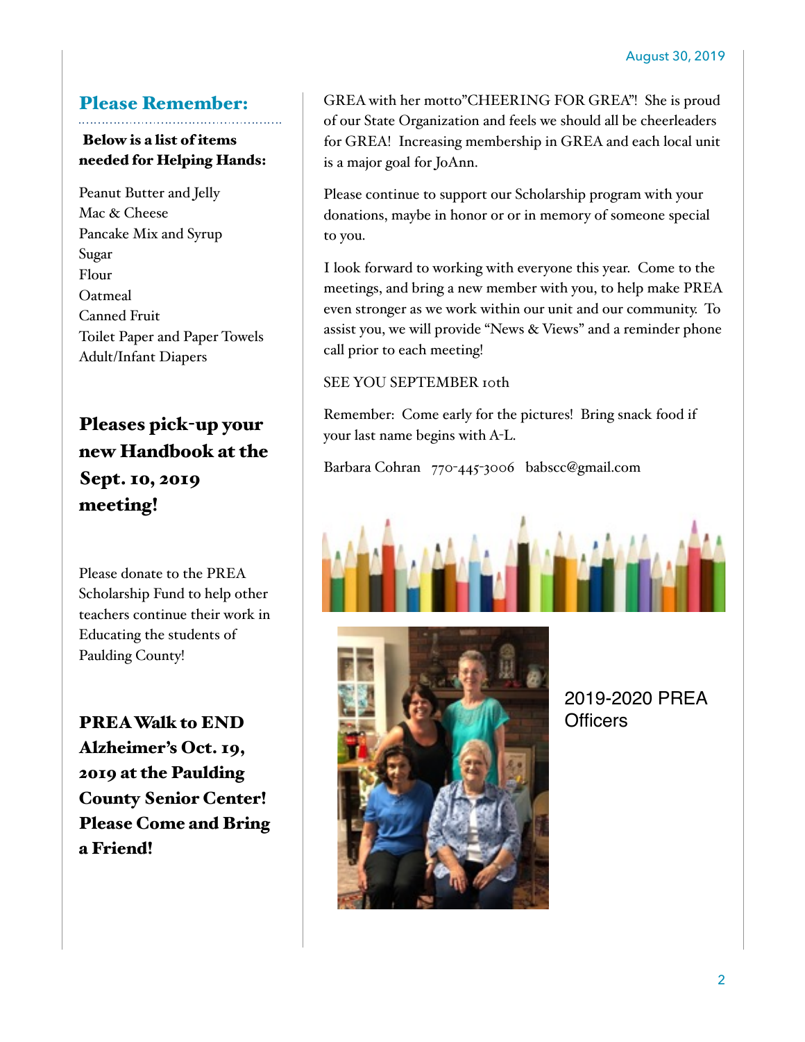## Please Remember:

**Below is a list of items needed for Helping Hands:**

Peanut Butter and Jelly
Mac & Cheese
Pancake Mix and Syrup
Sugar
Flour
Oatmeal
Canned Fruit
Toilet Paper and Paper Towels
Adult/Infant Diapers

**Pleases pick-up your new Handbook at the Sept. 10, 2019 meeting!**

Please donate to the PREA Scholarship Fund to help other teachers continue their work in Educating the students of Paulding County!

**PREA Walk to END Alzheimer's Oct. 19, 2019 at the Paulding County Senior Center! Please Come and Bring a Friend!**

GREA with her motto"CHEERING FOR GREA"! She is proud of our State Organization and feels we should all be cheerleaders for GREA! Increasing membership in GREA and each local unit is a major goal for JoAnn.

Please continue to support our Scholarship program with your donations, maybe in honor or or in memory of someone special to you.

I look forward to working with everyone this year. Come to the meetings, and bring a new member with you, to help make PREA even stronger as we work within our unit and our community. To assist you, we will provide "News & Views" and a reminder phone call prior to each meeting!

SEE YOU SEPTEMBER 10th

Remember: Come early for the pictures! Bring snack food if your last name begins with A-L.

Barbara Cohran 770-445-3006 babscc@gmail.com

2019-2020 PREA Officers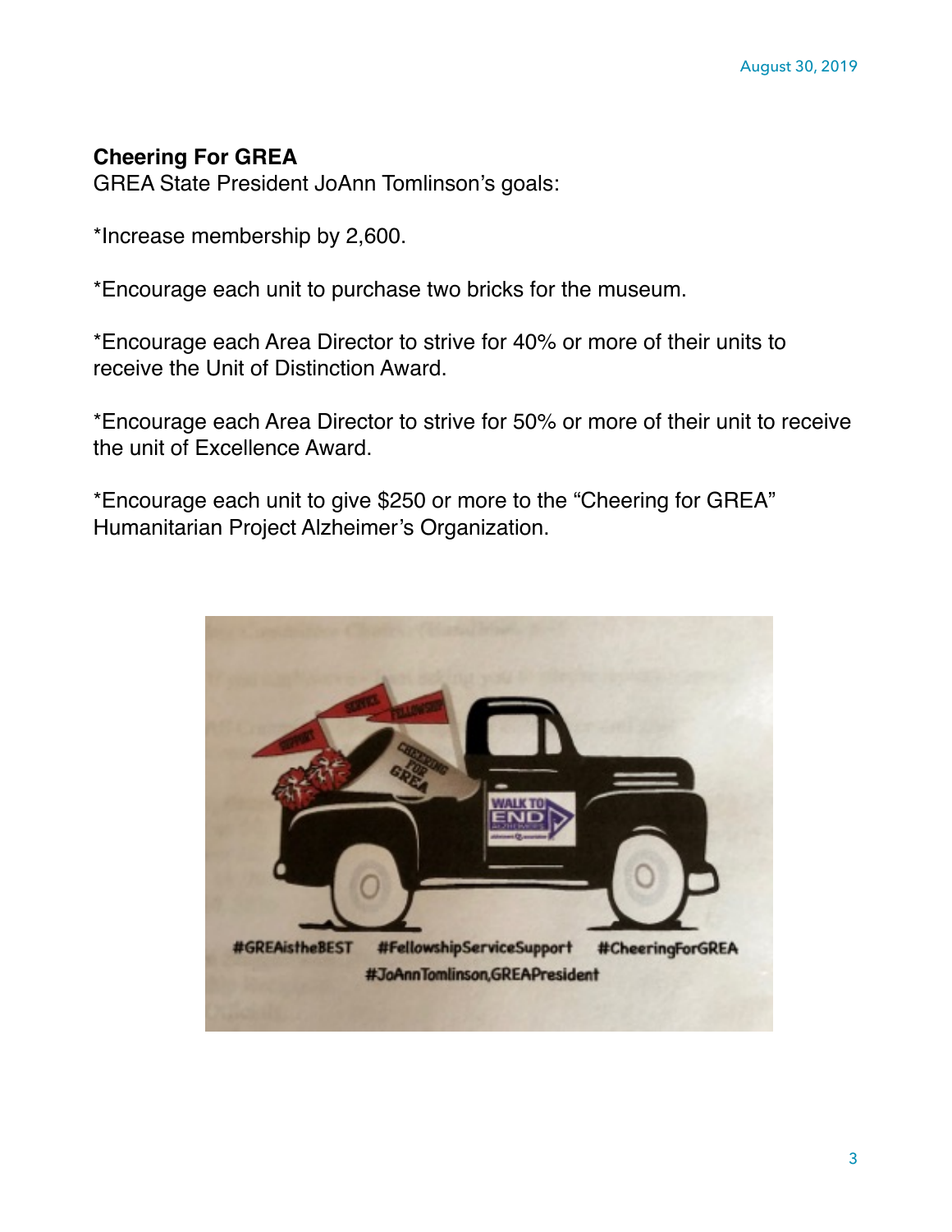**Cheering For GREA**
GREA State President JoAnn Tomlinson's goals:

*Increase membership by 2,600.

*Encourage each unit to purchase two bricks for the museum.

*Encourage each Area Director to strive for 40% or more of their units to receive the Unit of Distinction Award.

*Encourage each Area Director to strive for 50% or more of their unit to receive the unit of Excellence Award.

*Encourage each unit to give $250 or more to the "Cheering for GREA" Humanitarian Project Alzheimer's Organization.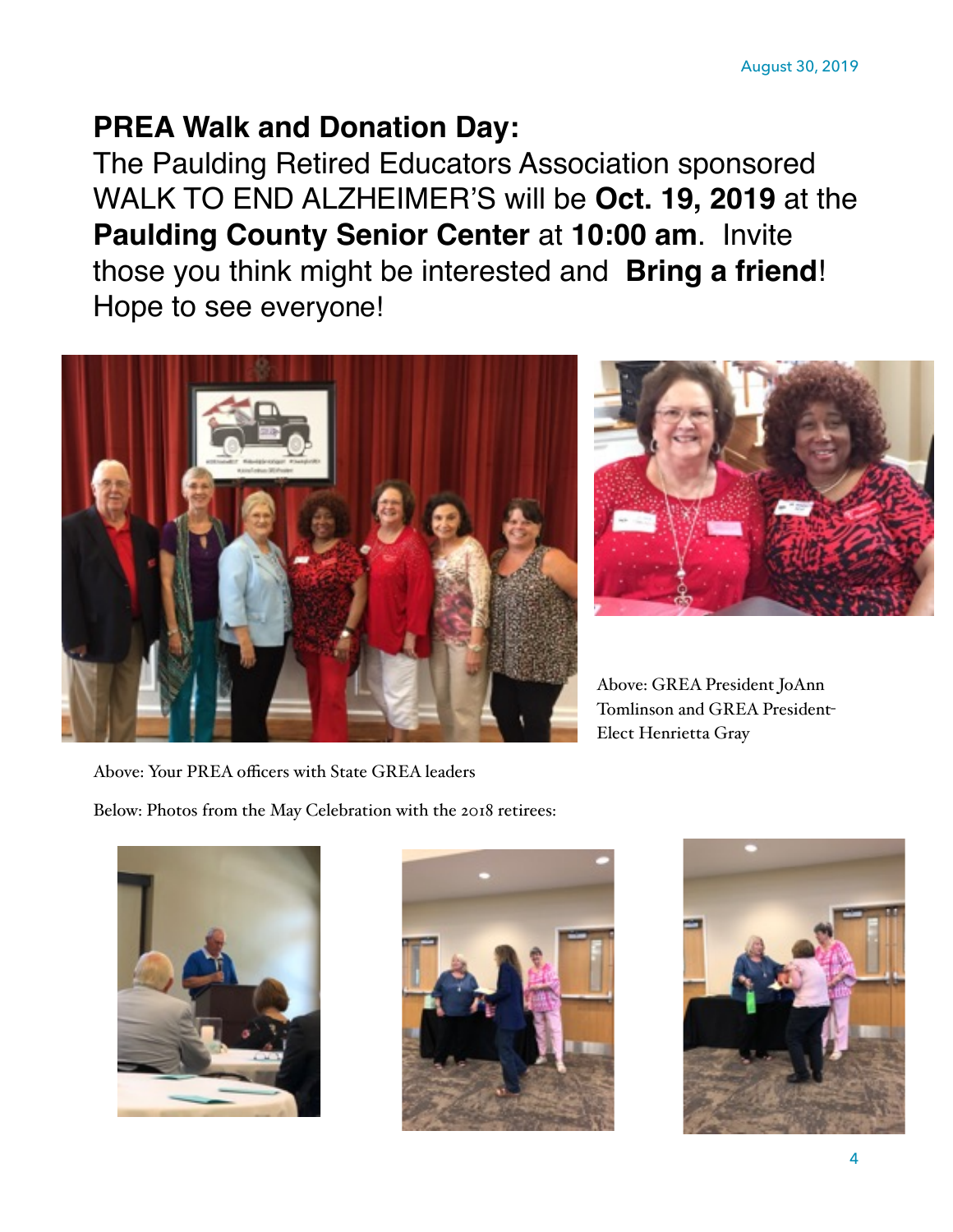## PREA Walk and Donation Day:

The Paulding Retired Educators Association sponsored WALK TO END ALZHEIMER'S will be **Oct. 19, 2019** at the **Paulding County Senior Center** at **10:00 am**. Invite those you think might be interested and **Bring a friend**! Hope to see everyone!

Above: GREA President JoAnn Tomlinson and GREA President-Elect Henrietta Gray

Above: Your PREA officers with State GREA leaders

Below: Photos from the May Celebration with the 2018 retirees: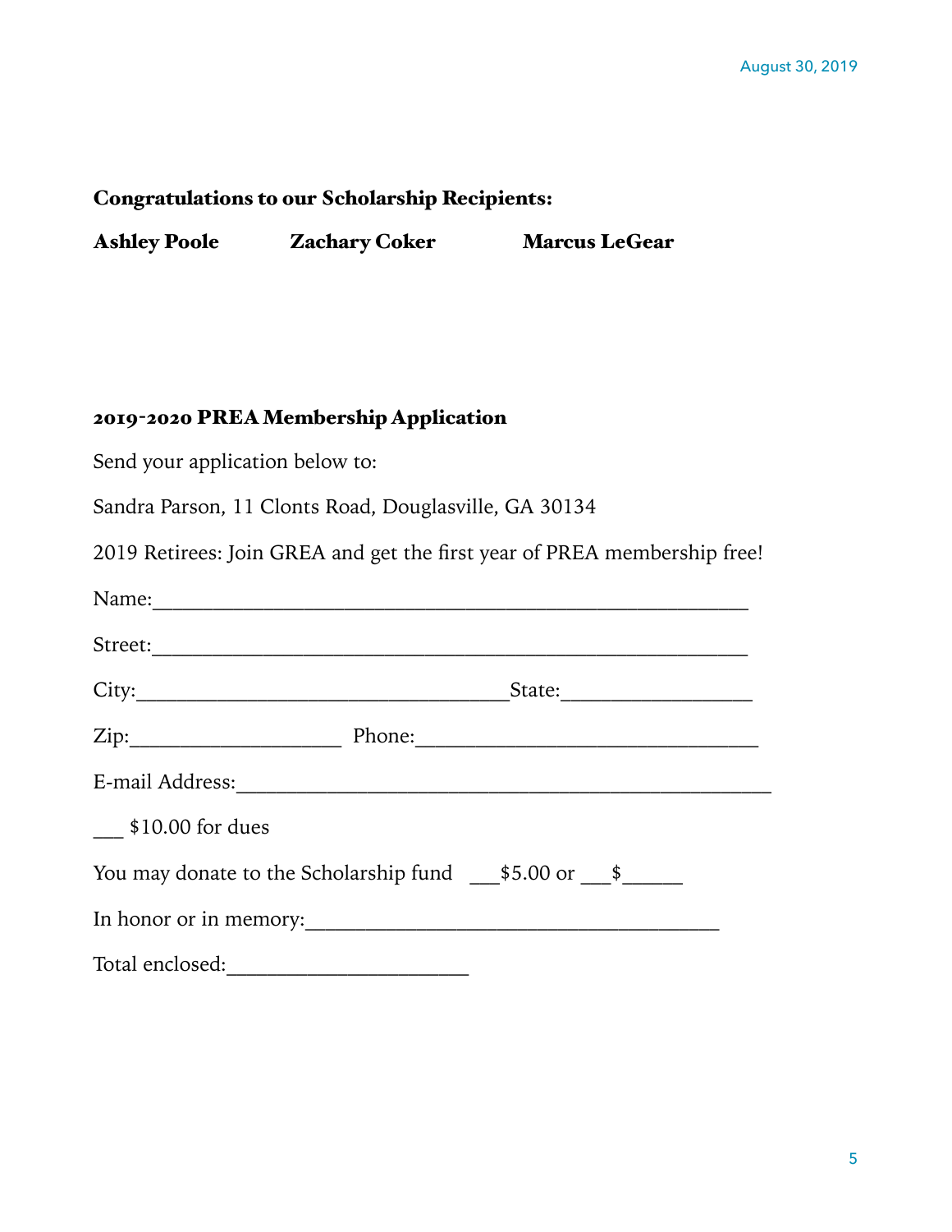**Congratulations to our Scholarship Recipients:**

**Ashley Poole** **Zachary Coker** **Marcus LeGear**

**2019-2020 PREA Membership Application**

Send your application below to:

Sandra Parson, 11 Clonts Road, Douglasville, GA 30134

2019 Retirees: Join GREA and get the first year of PREA membership free!

Name:_______________________________________________________

Street:_______________________________________________________

City:__________________________________State:_________________

Zip:___________________ Phone:_______________________________

E-mail Address:_________________________________________________

___ $10.00 for dues

You may donate to the Scholarship fund ___$5.00 or ___$_____

In honor or in memory:______________________________________

Total enclosed:______________________